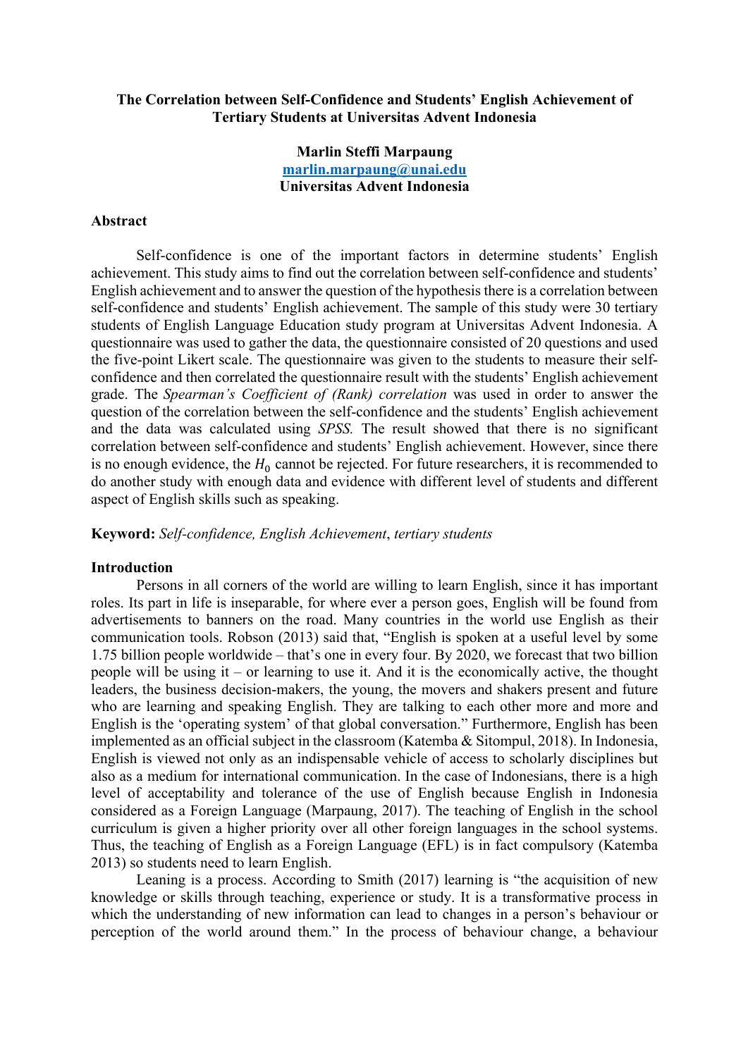**The Correlation between Self-Confidence and Students' English Achievement of Tertiary Students at Universitas Advent Indonesia**

**Marlin Steffi Marpaung**
**marlin.marpaung@unai.edu**
**Universitas Advent Indonesia**

## Abstract

Self-confidence is one of the important factors in determine students' English achievement. This study aims to find out the correlation between self-confidence and students' English achievement and to answer the question of the hypothesis there is a correlation between self-confidence and students' English achievement. The sample of this study were 30 tertiary students of English Language Education study program at Universitas Advent Indonesia. A questionnaire was used to gather the data, the questionnaire consisted of 20 questions and used the five-point Likert scale. The questionnaire was given to the students to measure their self-confidence and then correlated the questionnaire result with the students' English achievement grade. The *Spearman's Coefficient of (Rank) correlation* was used in order to answer the question of the correlation between the self-confidence and the students' English achievement and the data was calculated using *SPSS.* The result showed that there is no significant correlation between self-confidence and students' English achievement. However, since there is no enough evidence, the $H_0$ cannot be rejected. For future researchers, it is recommended to do another study with enough data and evidence with different level of students and different aspect of English skills such as speaking.

**Keyword:** *Self-confidence, English Achievement*, *tertiary students*

## Introduction

Persons in all corners of the world are willing to learn English, since it has important roles. Its part in life is inseparable, for where ever a person goes, English will be found from advertisements to banners on the road. Many countries in the world use English as their communication tools. Robson (2013) said that, "English is spoken at a useful level by some 1.75 billion people worldwide – that's one in every four. By 2020, we forecast that two billion people will be using it – or learning to use it. And it is the economically active, the thought leaders, the business decision-makers, the young, the movers and shakers present and future who are learning and speaking English. They are talking to each other more and more and English is the 'operating system' of that global conversation." Furthermore, English has been implemented as an official subject in the classroom (Katemba & Sitompul, 2018). In Indonesia, English is viewed not only as an indispensable vehicle of access to scholarly disciplines but also as a medium for international communication. In the case of Indonesians, there is a high level of acceptability and tolerance of the use of English because English in Indonesia considered as a Foreign Language (Marpaung, 2017). The teaching of English in the school curriculum is given a higher priority over all other foreign languages in the school systems. Thus, the teaching of English as a Foreign Language (EFL) is in fact compulsory (Katemba 2013) so students need to learn English.

Leaning is a process. According to Smith (2017) learning is "the acquisition of new knowledge or skills through teaching, experience or study. It is a transformative process in which the understanding of new information can lead to changes in a person's behaviour or perception of the world around them." In the process of behaviour change, a behaviour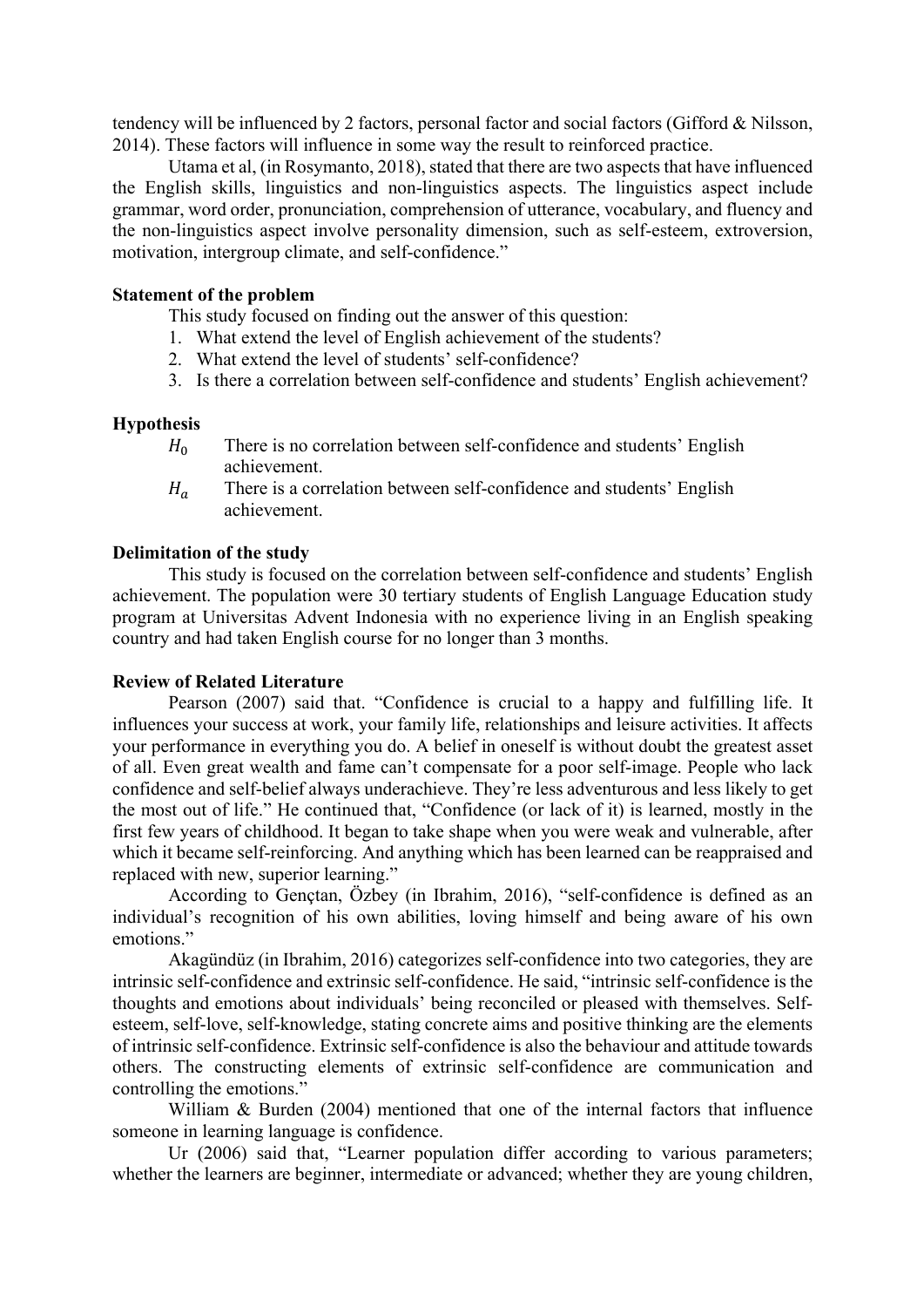tendency will be influenced by 2 factors, personal factor and social factors (Gifford & Nilsson, 2014). These factors will influence in some way the result to reinforced practice.

Utama et al, (in Rosymanto, 2018), stated that there are two aspects that have influenced the English skills, linguistics and non-linguistics aspects. The linguistics aspect include grammar, word order, pronunciation, comprehension of utterance, vocabulary, and fluency and the non-linguistics aspect involve personality dimension, such as self-esteem, extroversion, motivation, intergroup climate, and self-confidence."

**Statement of the problem**

This study focused on finding out the answer of this question:

1. What extend the level of English achievement of the students?
2. What extend the level of students' self-confidence?
3. Is there a correlation between self-confidence and students' English achievement?

**Hypothesis**

$H_0$ There is no correlation between self-confidence and students' English achievement.

$H_a$ There is a correlation between self-confidence and students' English achievement.

**Delimitation of the study**

This study is focused on the correlation between self-confidence and students' English achievement. The population were 30 tertiary students of English Language Education study program at Universitas Advent Indonesia with no experience living in an English speaking country and had taken English course for no longer than 3 months.

**Review of Related Literature**

Pearson (2007) said that. "Confidence is crucial to a happy and fulfilling life. It influences your success at work, your family life, relationships and leisure activities. It affects your performance in everything you do. A belief in oneself is without doubt the greatest asset of all. Even great wealth and fame can't compensate for a poor self-image. People who lack confidence and self-belief always underachieve. They're less adventurous and less likely to get the most out of life." He continued that, "Confidence (or lack of it) is learned, mostly in the first few years of childhood. It began to take shape when you were weak and vulnerable, after which it became self-reinforcing. And anything which has been learned can be reappraised and replaced with new, superior learning."

According to Gençtan, Özbey (in Ibrahim, 2016), "self-confidence is defined as an individual's recognition of his own abilities, loving himself and being aware of his own emotions."

Akagündüz (in Ibrahim, 2016) categorizes self-confidence into two categories, they are intrinsic self-confidence and extrinsic self-confidence. He said, "intrinsic self-confidence is the thoughts and emotions about individuals' being reconciled or pleased with themselves. Self-esteem, self-love, self-knowledge, stating concrete aims and positive thinking are the elements of intrinsic self-confidence. Extrinsic self-confidence is also the behaviour and attitude towards others. The constructing elements of extrinsic self-confidence are communication and controlling the emotions."

William & Burden (2004) mentioned that one of the internal factors that influence someone in learning language is confidence.

Ur (2006) said that, "Learner population differ according to various parameters; whether the learners are beginner, intermediate or advanced; whether they are young children,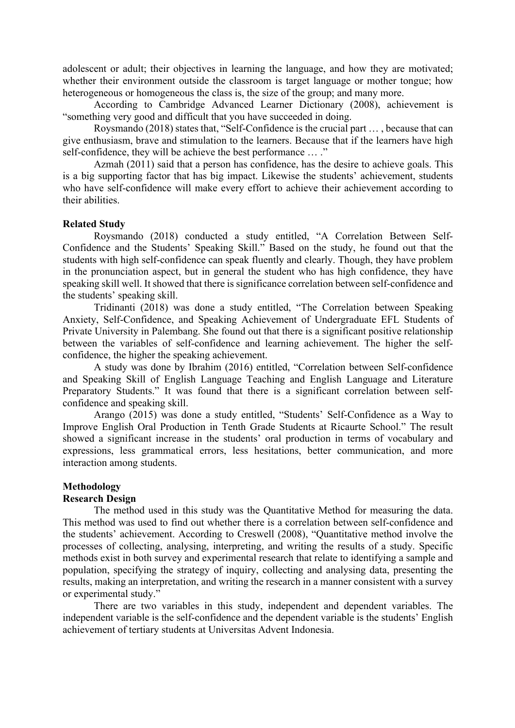adolescent or adult; their objectives in learning the language, and how they are motivated; whether their environment outside the classroom is target language or mother tongue; how heterogeneous or homogeneous the class is, the size of the group; and many more.

According to Cambridge Advanced Learner Dictionary (2008), achievement is "something very good and difficult that you have succeeded in doing.

Roysmando (2018) states that, "Self-Confidence is the crucial part … , because that can give enthusiasm, brave and stimulation to the learners. Because that if the learners have high self-confidence, they will be achieve the best performance … ."

Azmah (2011) said that a person has confidence, has the desire to achieve goals. This is a big supporting factor that has big impact. Likewise the students' achievement, students who have self-confidence will make every effort to achieve their achievement according to their abilities.

**Related Study**

Roysmando (2018) conducted a study entitled, "A Correlation Between Self-Confidence and the Students' Speaking Skill." Based on the study, he found out that the students with high self-confidence can speak fluently and clearly. Though, they have problem in the pronunciation aspect, but in general the student who has high confidence, they have speaking skill well. It showed that there is significance correlation between self-confidence and the students' speaking skill.

Tridinanti (2018) was done a study entitled, "The Correlation between Speaking Anxiety, Self-Confidence, and Speaking Achievement of Undergraduate EFL Students of Private University in Palembang. She found out that there is a significant positive relationship between the variables of self-confidence and learning achievement. The higher the self-confidence, the higher the speaking achievement.

A study was done by Ibrahim (2016) entitled, "Correlation between Self-confidence and Speaking Skill of English Language Teaching and English Language and Literature Preparatory Students." It was found that there is a significant correlation between self-confidence and speaking skill.

Arango (2015) was done a study entitled, "Students' Self-Confidence as a Way to Improve English Oral Production in Tenth Grade Students at Ricaurte School." The result showed a significant increase in the students' oral production in terms of vocabulary and expressions, less grammatical errors, less hesitations, better communication, and more interaction among students.

**Methodology**

**Research Design**

The method used in this study was the Quantitative Method for measuring the data. This method was used to find out whether there is a correlation between self-confidence and the students' achievement. According to Creswell (2008), "Quantitative method involve the processes of collecting, analysing, interpreting, and writing the results of a study. Specific methods exist in both survey and experimental research that relate to identifying a sample and population, specifying the strategy of inquiry, collecting and analysing data, presenting the results, making an interpretation, and writing the research in a manner consistent with a survey or experimental study."

There are two variables in this study, independent and dependent variables. The independent variable is the self-confidence and the dependent variable is the students' English achievement of tertiary students at Universitas Advent Indonesia.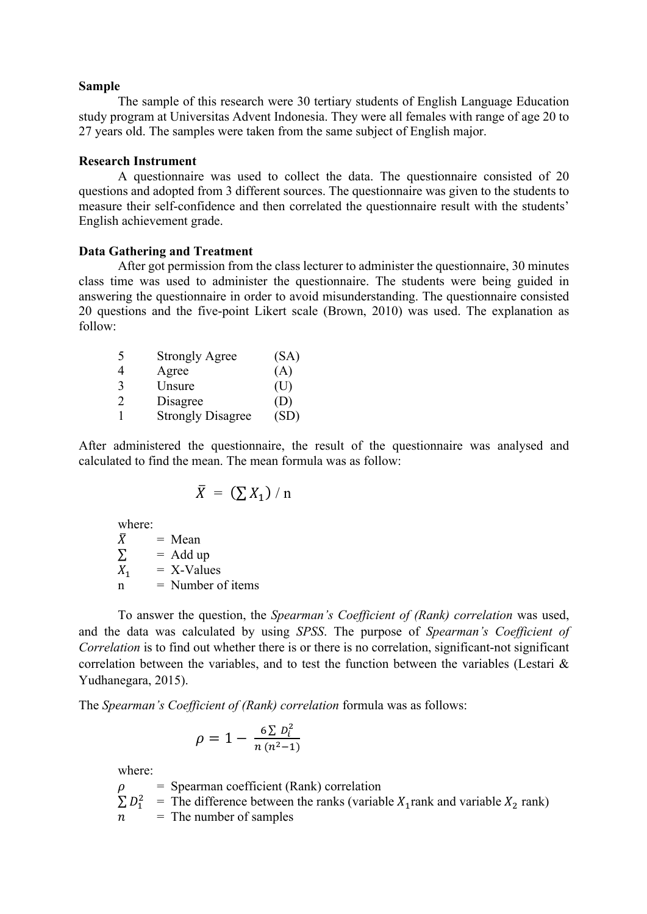**Sample**

The sample of this research were 30 tertiary students of English Language Education study program at Universitas Advent Indonesia. They were all females with range of age 20 to 27 years old. The samples were taken from the same subject of English major.

**Research Instrument**

A questionnaire was used to collect the data. The questionnaire consisted of 20 questions and adopted from 3 different sources. The questionnaire was given to the students to measure their self-confidence and then correlated the questionnaire result with the students' English achievement grade.

**Data Gathering and Treatment**

After got permission from the class lecturer to administer the questionnaire, 30 minutes class time was used to administer the questionnaire. The students were being guided in answering the questionnaire in order to avoid misunderstanding. The questionnaire consisted 20 questions and the five-point Likert scale (Brown, 2010) was used. The explanation as follow:

| | | |
|---|---|---|
| 5 | Strongly Agree | (SA) |
| 4 | Agree | (A) |
| 3 | Unsure | (U) |
| 2 | Disagree | (D) |
| 1 | Strongly Disagree | (SD) |

After administered the questionnaire, the result of the questionnaire was analysed and calculated to find the mean. The mean formula was as follow:

$$\bar{X} = (\sum X_1) / \text{n}$$

where:

$\bar{X}$ = Mean
$\sum$ = Add up
$X_1$ = X-Values
n = Number of items

To answer the question, the *Spearman's Coefficient of (Rank) correlation* was used, and the data was calculated by using *SPSS*. The purpose of *Spearman's Coefficient of Correlation* is to find out whether there is or there is no correlation, significant-not significant correlation between the variables, and to test the function between the variables (Lestari & Yudhanegara, 2015).

The *Spearman's Coefficient of (Rank) correlation* formula was as follows:

$$\rho = 1 - \frac{6 \sum D_i^2}{n\,(n^2-1)}$$

where:

$\rho$ = Spearman coefficient (Rank) correlation
$\sum D_1^2$ = The difference between the ranks (variable $X_1$rank and variable $X_2$ rank)
$n$ = The number of samples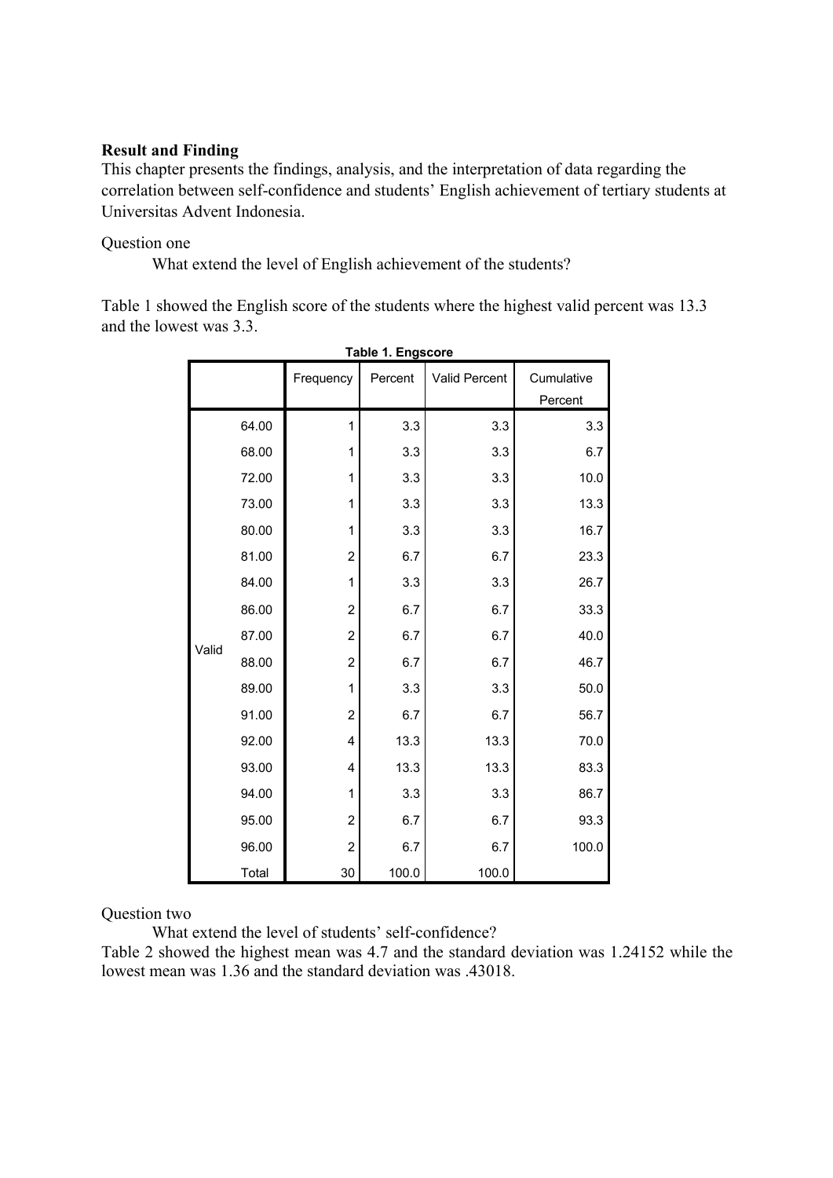**Result and Finding**

This chapter presents the findings, analysis, and the interpretation of data regarding the correlation between self-confidence and students' English achievement of tertiary students at Universitas Advent Indonesia.

Question one

What extend the level of English achievement of the students?

Table 1 showed the English score of the students where the highest valid percent was 13.3 and the lowest was 3.3.

**Table 1. Engscore**

| | | Frequency | Percent | Valid Percent | Cumulative Percent |
|---|---|---|---|---|---|
| Valid | 64.00 | 1 | 3.3 | 3.3 | 3.3 |
| | 68.00 | 1 | 3.3 | 3.3 | 6.7 |
| | 72.00 | 1 | 3.3 | 3.3 | 10.0 |
| | 73.00 | 1 | 3.3 | 3.3 | 13.3 |
| | 80.00 | 1 | 3.3 | 3.3 | 16.7 |
| | 81.00 | 2 | 6.7 | 6.7 | 23.3 |
| | 84.00 | 1 | 3.3 | 3.3 | 26.7 |
| | 86.00 | 2 | 6.7 | 6.7 | 33.3 |
| | 87.00 | 2 | 6.7 | 6.7 | 40.0 |
| | 88.00 | 2 | 6.7 | 6.7 | 46.7 |
| | 89.00 | 1 | 3.3 | 3.3 | 50.0 |
| | 91.00 | 2 | 6.7 | 6.7 | 56.7 |
| | 92.00 | 4 | 13.3 | 13.3 | 70.0 |
| | 93.00 | 4 | 13.3 | 13.3 | 83.3 |
| | 94.00 | 1 | 3.3 | 3.3 | 86.7 |
| | 95.00 | 2 | 6.7 | 6.7 | 93.3 |
| | 96.00 | 2 | 6.7 | 6.7 | 100.0 |
| | Total | 30 | 100.0 | 100.0 | |

Question two

What extend the level of students' self-confidence?

Table 2 showed the highest mean was 4.7 and the standard deviation was 1.24152 while the lowest mean was 1.36 and the standard deviation was .43018.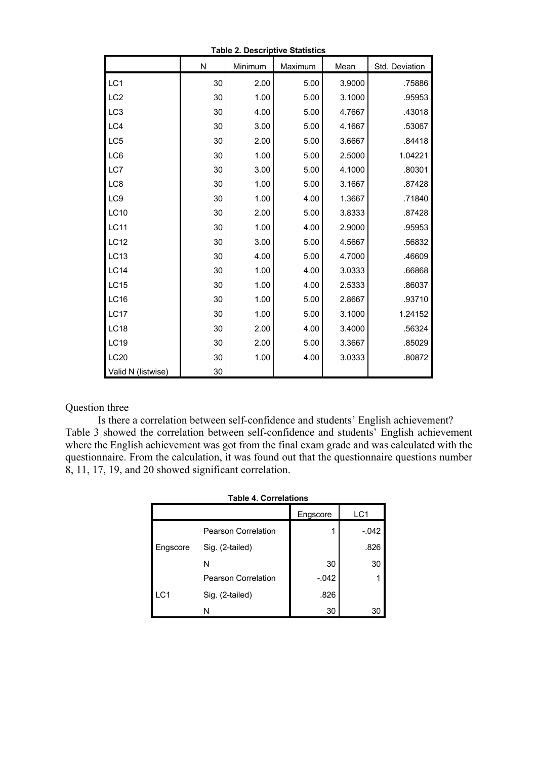**Table 2. Descriptive Statistics**

| | N | Minimum | Maximum | Mean | Std. Deviation |
|---|---|---|---|---|---|
| LC1 | 30 | 2.00 | 5.00 | 3.9000 | .75886 |
| LC2 | 30 | 1.00 | 5.00 | 3.1000 | .95953 |
| LC3 | 30 | 4.00 | 5.00 | 4.7667 | .43018 |
| LC4 | 30 | 3.00 | 5.00 | 4.1667 | .53067 |
| LC5 | 30 | 2.00 | 5.00 | 3.6667 | .84418 |
| LC6 | 30 | 1.00 | 5.00 | 2.5000 | 1.04221 |
| LC7 | 30 | 3.00 | 5.00 | 4.1000 | .80301 |
| LC8 | 30 | 1.00 | 5.00 | 3.1667 | .87428 |
| LC9 | 30 | 1.00 | 4.00 | 1.3667 | .71840 |
| LC10 | 30 | 2.00 | 5.00 | 3.8333 | .87428 |
| LC11 | 30 | 1.00 | 4.00 | 2.9000 | .95953 |
| LC12 | 30 | 3.00 | 5.00 | 4.5667 | .56832 |
| LC13 | 30 | 4.00 | 5.00 | 4.7000 | .46609 |
| LC14 | 30 | 1.00 | 4.00 | 3.0333 | .66868 |
| LC15 | 30 | 1.00 | 4.00 | 2.5333 | .86037 |
| LC16 | 30 | 1.00 | 5.00 | 2.8667 | .93710 |
| LC17 | 30 | 1.00 | 5.00 | 3.1000 | 1.24152 |
| LC18 | 30 | 2.00 | 4.00 | 3.4000 | .56324 |
| LC19 | 30 | 2.00 | 5.00 | 3.3667 | .85029 |
| LC20 | 30 | 1.00 | 4.00 | 3.0333 | .80872 |
| Valid N (listwise) | 30 | | | | |

Question three

Is there a correlation between self-confidence and students' English achievement? Table 3 showed the correlation between self-confidence and students' English achievement where the English achievement was got from the final exam grade and was calculated with the questionnaire. From the calculation, it was found out that the questionnaire questions number 8, 11, 17, 19, and 20 showed significant correlation.

**Table 4. Correlations**

| | | Engscore | LC1 |
|---|---|---|---|
| Engscore | Pearson Correlation | 1 | -.042 |
| | Sig. (2-tailed) | | .826 |
| | N | 30 | 30 |
| LC1 | Pearson Correlation | -.042 | 1 |
| | Sig. (2-tailed) | .826 | |
| | N | 30 | 30 |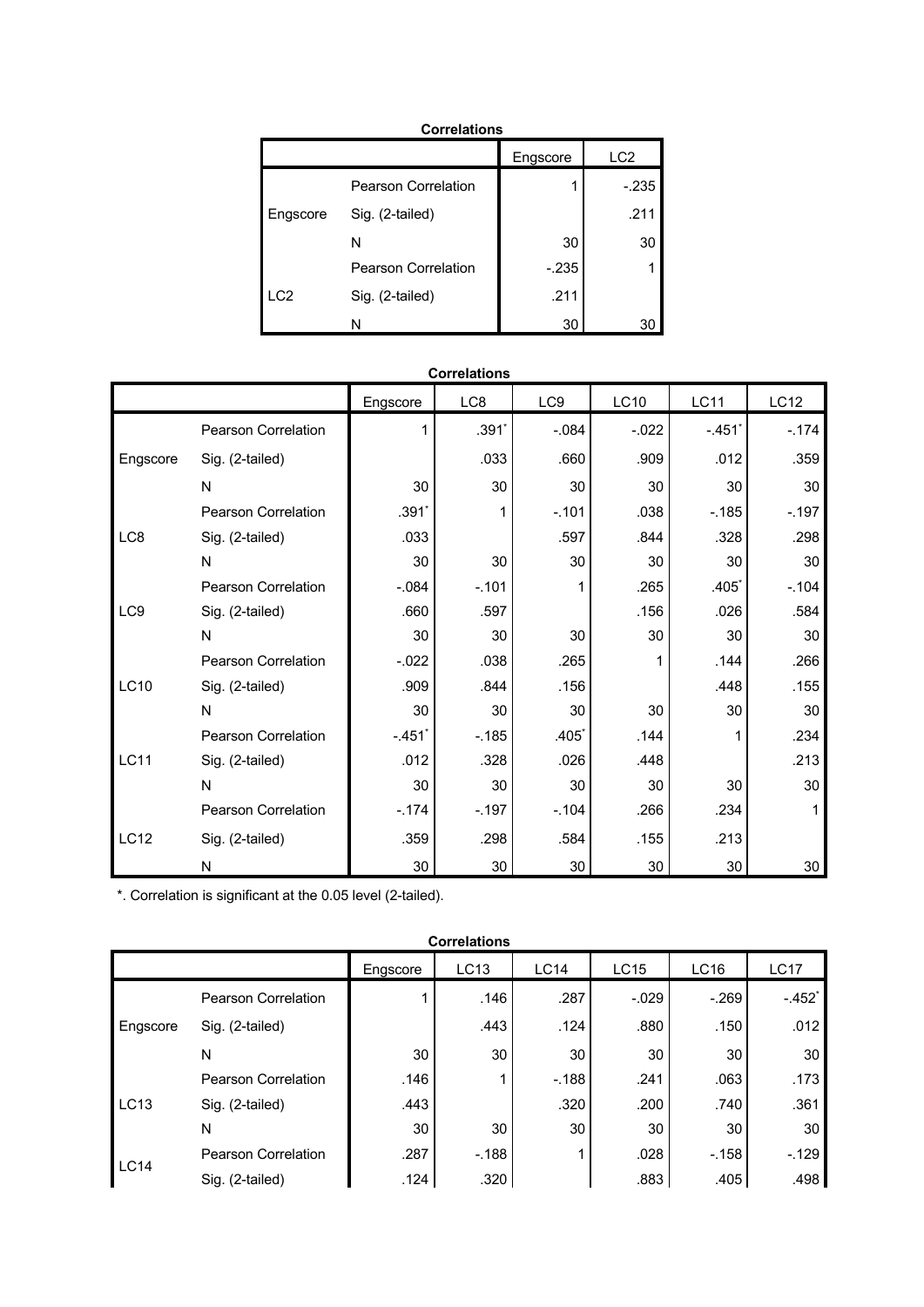**Correlations**

| | | Engscore | LC2 |
|---|---|---|---|
| Engscore | Pearson Correlation | 1 | -.235 |
| | Sig. (2-tailed) | | .211 |
| | N | 30 | 30 |
| LC2 | Pearson Correlation | -.235 | 1 |
| | Sig. (2-tailed) | .211 | |
| | N | 30 | 30 |

**Correlations**

| | | Engscore | LC8 | LC9 | LC10 | LC11 | LC12 |
|---|---|---|---|---|---|---|---|
| Engscore | Pearson Correlation | 1 | .391* | -.084 | -.022 | -.451* | -.174 |
| | Sig. (2-tailed) | | .033 | .660 | .909 | .012 | .359 |
| | N | 30 | 30 | 30 | 30 | 30 | 30 |
| LC8 | Pearson Correlation | .391* | 1 | -.101 | .038 | -.185 | -.197 |
| | Sig. (2-tailed) | .033 | | .597 | .844 | .328 | .298 |
| | N | 30 | 30 | 30 | 30 | 30 | 30 |
| LC9 | Pearson Correlation | -.084 | -.101 | 1 | .265 | .405* | -.104 |
| | Sig. (2-tailed) | .660 | .597 | | .156 | .026 | .584 |
| | N | 30 | 30 | 30 | 30 | 30 | 30 |
| LC10 | Pearson Correlation | -.022 | .038 | .265 | 1 | .144 | .266 |
| | Sig. (2-tailed) | .909 | .844 | .156 | | .448 | .155 |
| | N | 30 | 30 | 30 | 30 | 30 | 30 |
| LC11 | Pearson Correlation | -.451* | -.185 | .405* | .144 | 1 | .234 |
| | Sig. (2-tailed) | .012 | .328 | .026 | .448 | | .213 |
| | N | 30 | 30 | 30 | 30 | 30 | 30 |
| LC12 | Pearson Correlation | -.174 | -.197 | -.104 | .266 | .234 | 1 |
| | Sig. (2-tailed) | .359 | .298 | .584 | .155 | .213 | |
| | N | 30 | 30 | 30 | 30 | 30 | 30 |

*. Correlation is significant at the 0.05 level (2-tailed).

**Correlations**

| | | Engscore | LC13 | LC14 | LC15 | LC16 | LC17 |
|---|---|---|---|---|---|---|---|
| Engscore | Pearson Correlation | 1 | .146 | .287 | -.029 | -.269 | -.452* |
| | Sig. (2-tailed) | | .443 | .124 | .880 | .150 | .012 |
| | N | 30 | 30 | 30 | 30 | 30 | 30 |
| LC13 | Pearson Correlation | .146 | 1 | -.188 | .241 | .063 | .173 |
| | Sig. (2-tailed) | .443 | | .320 | .200 | .740 | .361 |
| | N | 30 | 30 | 30 | 30 | 30 | 30 |
| LC14 | Pearson Correlation | .287 | -.188 | 1 | .028 | -.158 | -.129 |
| | Sig. (2-tailed) | .124 | .320 | | .883 | .405 | .498 |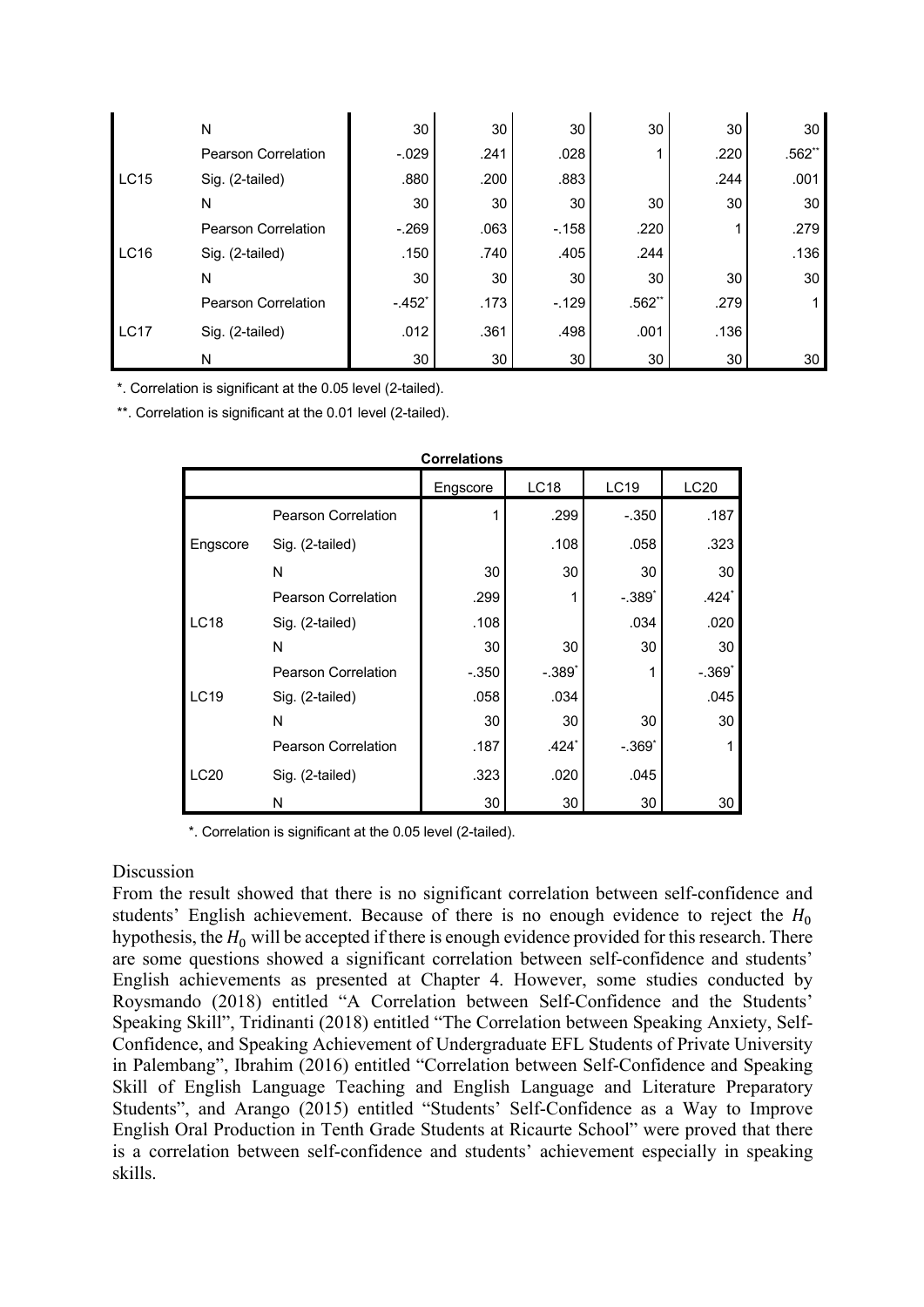| | | | | | | | |
|---|---|---|---|---|---|---|---|
| | N | 30 | 30 | 30 | 30 | 30 | 30 |
| LC15 | Pearson Correlation | -.029 | .241 | .028 | 1 | .220 | .562** |
| | Sig. (2-tailed) | .880 | .200 | .883 | | .244 | .001 |
| | N | 30 | 30 | 30 | 30 | 30 | 30 |
| LC16 | Pearson Correlation | -.269 | .063 | -.158 | .220 | 1 | .279 |
| | Sig. (2-tailed) | .150 | .740 | .405 | .244 | | .136 |
| | N | 30 | 30 | 30 | 30 | 30 | 30 |
| LC17 | Pearson Correlation | -.452* | .173 | -.129 | .562** | .279 | 1 |
| | Sig. (2-tailed) | .012 | .361 | .498 | .001 | .136 | |
| | N | 30 | 30 | 30 | 30 | 30 | 30 |

*. Correlation is significant at the 0.05 level (2-tailed).

**. Correlation is significant at the 0.01 level (2-tailed).

**Correlations**

| | | Engscore | LC18 | LC19 | LC20 |
|---|---|---|---|---|---|
| Engscore | Pearson Correlation | 1 | .299 | -.350 | .187 |
| | Sig. (2-tailed) | | .108 | .058 | .323 |
| | N | 30 | 30 | 30 | 30 |
| LC18 | Pearson Correlation | .299 | 1 | -.389* | .424* |
| | Sig. (2-tailed) | .108 | | .034 | .020 |
| | N | 30 | 30 | 30 | 30 |
| LC19 | Pearson Correlation | -.350 | -.389* | 1 | -.369* |
| | Sig. (2-tailed) | .058 | .034 | | .045 |
| | N | 30 | 30 | 30 | 30 |
| LC20 | Pearson Correlation | .187 | .424* | -.369* | 1 |
| | Sig. (2-tailed) | .323 | .020 | .045 | |
| | N | 30 | 30 | 30 | 30 |

*. Correlation is significant at the 0.05 level (2-tailed).

Discussion

From the result showed that there is no significant correlation between self-confidence and students' English achievement. Because of there is no enough evidence to reject the $H_0$ hypothesis, the $H_0$ will be accepted if there is enough evidence provided for this research. There are some questions showed a significant correlation between self-confidence and students' English achievements as presented at Chapter 4. However, some studies conducted by Roysmando (2018) entitled "A Correlation between Self-Confidence and the Students' Speaking Skill", Tridinanti (2018) entitled "The Correlation between Speaking Anxiety, Self-Confidence, and Speaking Achievement of Undergraduate EFL Students of Private University in Palembang", Ibrahim (2016) entitled "Correlation between Self-Confidence and Speaking Skill of English Language Teaching and English Language and Literature Preparatory Students", and Arango (2015) entitled "Students' Self-Confidence as a Way to Improve English Oral Production in Tenth Grade Students at Ricaurte School" were proved that there is a correlation between self-confidence and students' achievement especially in speaking skills.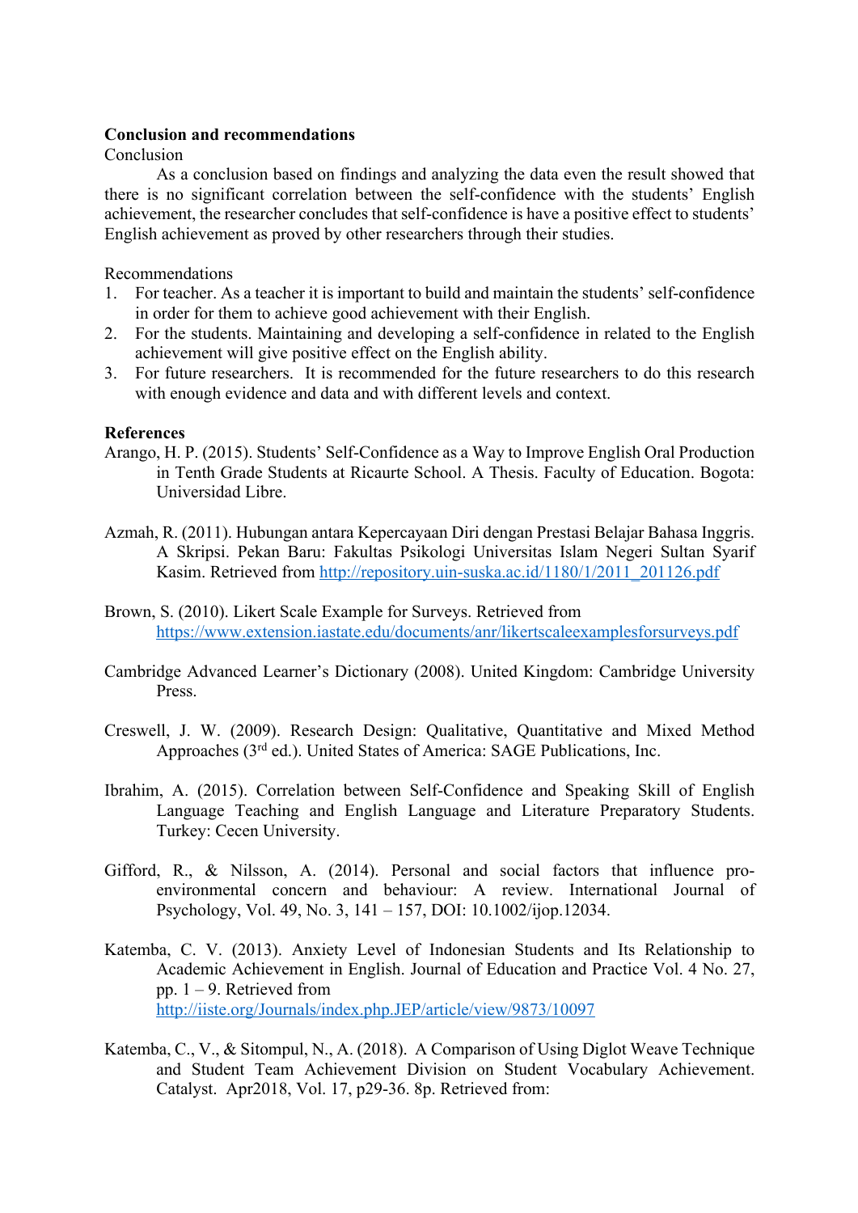## Conclusion and recommendations

Conclusion

As a conclusion based on findings and analyzing the data even the result showed that there is no significant correlation between the self-confidence with the students' English achievement, the researcher concludes that self-confidence is have a positive effect to students' English achievement as proved by other researchers through their studies.

Recommendations

1. For teacher. As a teacher it is important to build and maintain the students' self-confidence in order for them to achieve good achievement with their English.
2. For the students. Maintaining and developing a self-confidence in related to the English achievement will give positive effect on the English ability.
3. For future researchers. It is recommended for the future researchers to do this research with enough evidence and data and with different levels and context.

## References

Arango, H. P. (2015). Students' Self-Confidence as a Way to Improve English Oral Production in Tenth Grade Students at Ricaurte School. A Thesis. Faculty of Education. Bogota: Universidad Libre.

Azmah, R. (2011). Hubungan antara Kepercayaan Diri dengan Prestasi Belajar Bahasa Inggris. A Skripsi. Pekan Baru: Fakultas Psikologi Universitas Islam Negeri Sultan Syarif Kasim. Retrieved from http://repository.uin-suska.ac.id/1180/1/2011_201126.pdf

Brown, S. (2010). Likert Scale Example for Surveys. Retrieved from https://www.extension.iastate.edu/documents/anr/likertscaleexamplesforsurveys.pdf

Cambridge Advanced Learner's Dictionary (2008). United Kingdom: Cambridge University Press.

Creswell, J. W. (2009). Research Design: Qualitative, Quantitative and Mixed Method Approaches (3rd ed.). United States of America: SAGE Publications, Inc.

Ibrahim, A. (2015). Correlation between Self-Confidence and Speaking Skill of English Language Teaching and English Language and Literature Preparatory Students. Turkey: Cecen University.

Gifford, R., & Nilsson, A. (2014). Personal and social factors that influence pro-environmental concern and behaviour: A review. International Journal of Psychology, Vol. 49, No. 3, 141 – 157, DOI: 10.1002/ijop.12034.

Katemba, C. V. (2013). Anxiety Level of Indonesian Students and Its Relationship to Academic Achievement in English. Journal of Education and Practice Vol. 4 No. 27, pp. 1 – 9. Retrieved from http://iiste.org/Journals/index.php.JEP/article/view/9873/10097

Katemba, C., V., & Sitompul, N., A. (2018). A Comparison of Using Diglot Weave Technique and Student Team Achievement Division on Student Vocabulary Achievement. Catalyst. Apr2018, Vol. 17, p29-36. 8p. Retrieved from: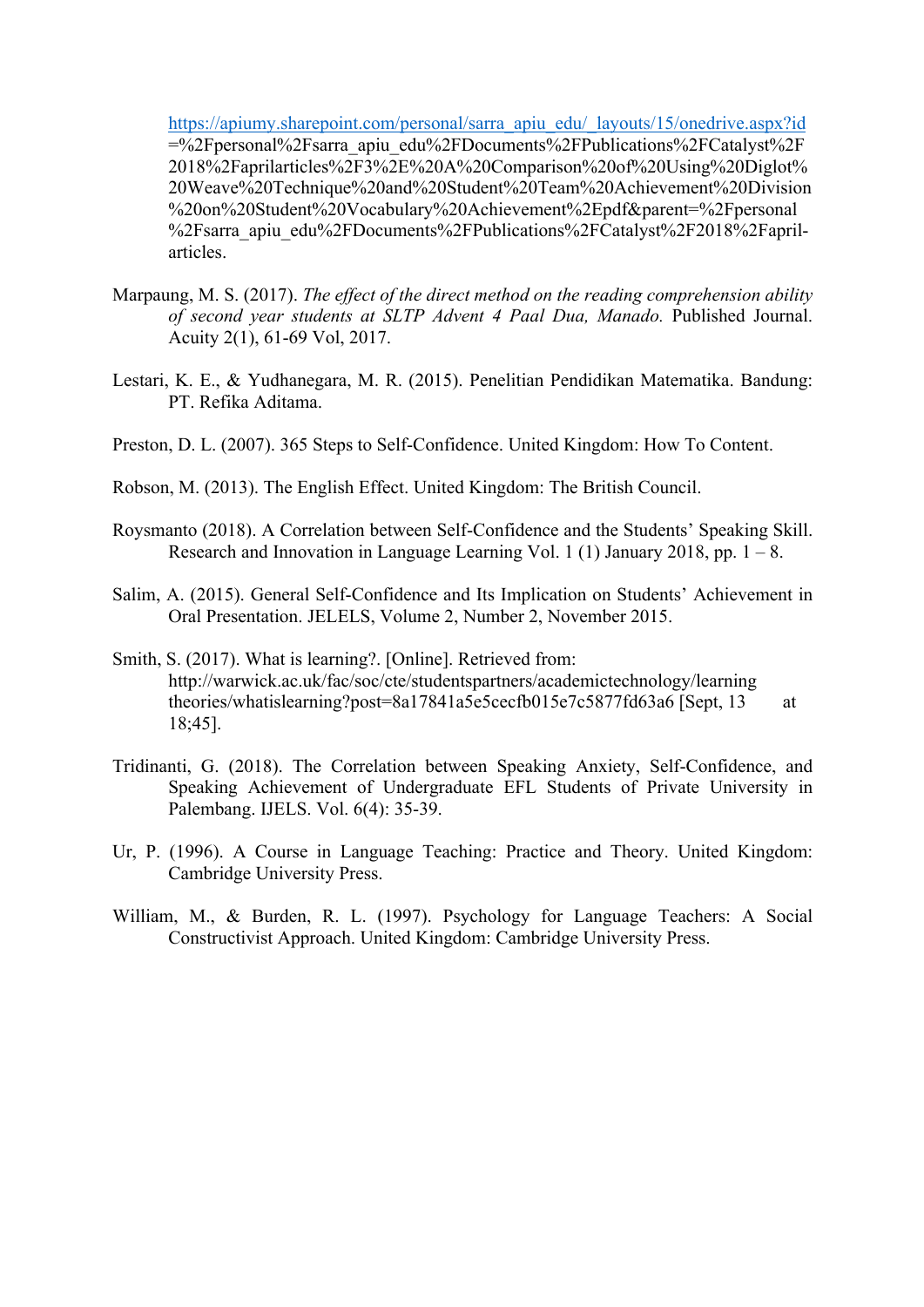https://apiumy.sharepoint.com/personal/sarra_apiu_edu/_layouts/15/onedrive.aspx?id=%2Fpersonal%2Fsarra_apiu_edu%2FDocuments%2FPublications%2FCatalyst%2F2018%2Faprilarticles%2F3%2E%20A%20Comparison%20of%20Using%20Diglot%20Weave%20Technique%20and%20Student%20Team%20Achievement%20Division%20on%20Student%20Vocabulary%20Achievement%2Epdf&parent=%2Fpersonal%2Fsarra_apiu_edu%2FDocuments%2FPublications%2FCatalyst%2F2018%2Fapril-articles.

Marpaung, M. S. (2017). *The effect of the direct method on the reading comprehension ability of second year students at SLTP Advent 4 Paal Dua, Manado.* Published Journal. Acuity 2(1), 61-69 Vol, 2017.

Lestari, K. E., & Yudhanegara, M. R. (2015). Penelitian Pendidikan Matematika. Bandung: PT. Refika Aditama.

Preston, D. L. (2007). 365 Steps to Self-Confidence. United Kingdom: How To Content.

Robson, M. (2013). The English Effect. United Kingdom: The British Council.

Roysmanto (2018). A Correlation between Self-Confidence and the Students' Speaking Skill. Research and Innovation in Language Learning Vol. 1 (1) January 2018, pp. 1 – 8.

Salim, A. (2015). General Self-Confidence and Its Implication on Students' Achievement in Oral Presentation. JELELS, Volume 2, Number 2, November 2015.

Smith, S. (2017). What is learning?. [Online]. Retrieved from: http://warwick.ac.uk/fac/soc/cte/studentspartners/academictechnology/learning theories/whatislearning?post=8a17841a5e5cecfb015e7c5877fd63a6 [Sept, 13 at 18;45].

Tridinanti, G. (2018). The Correlation between Speaking Anxiety, Self-Confidence, and Speaking Achievement of Undergraduate EFL Students of Private University in Palembang. IJELS. Vol. 6(4): 35-39.

Ur, P. (1996). A Course in Language Teaching: Practice and Theory. United Kingdom: Cambridge University Press.

William, M., & Burden, R. L. (1997). Psychology for Language Teachers: A Social Constructivist Approach. United Kingdom: Cambridge University Press.